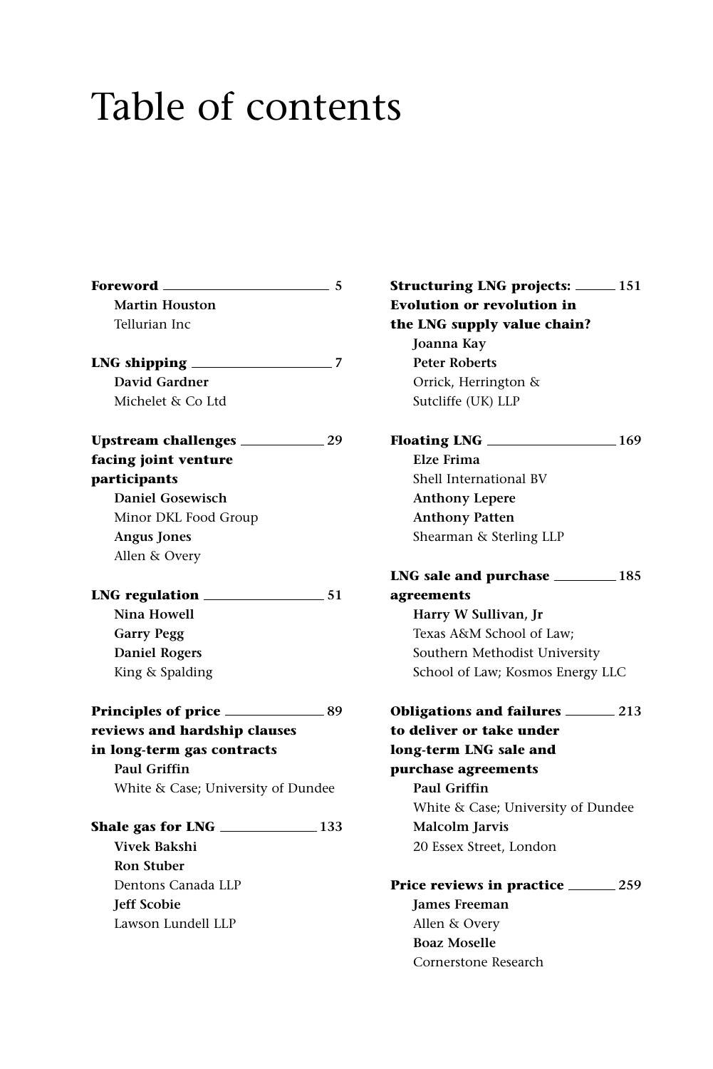# Table of contents

**Foreword** 5
**Martin Houston**
Tellurian Inc

**LNG shipping** 7
**David Gardner**
Michelet & Co Ltd

**Upstream challenges facing joint venture participants** 29
**Daniel Gosewisch**
Minor DKL Food Group
**Angus Jones**
Allen & Overy

**LNG regulation** 51
**Nina Howell**
**Garry Pegg**
**Daniel Rogers**
King & Spalding

**Principles of price reviews and hardship clauses in long-term gas contracts** 89
**Paul Griffin**
White & Case; University of Dundee

**Shale gas for LNG** 133
**Vivek Bakshi**
**Ron Stuber**
Dentons Canada LLP
**Jeff Scobie**
Lawson Lundell LLP

**Structuring LNG projects: Evolution or revolution in the LNG supply value chain?** 151
**Joanna Kay**
**Peter Roberts**
Orrick, Herrington & Sutcliffe (UK) LLP

**Floating LNG** 169
**Elze Frima**
Shell International BV
**Anthony Lepere**
**Anthony Patten**
Shearman & Sterling LLP

**LNG sale and purchase agreements** 185
**Harry W Sullivan, Jr**
Texas A&M School of Law; Southern Methodist University School of Law; Kosmos Energy LLC

**Obligations and failures to deliver or take under long-term LNG sale and purchase agreements** 213
**Paul Griffin**
White & Case; University of Dundee
**Malcolm Jarvis**
20 Essex Street, London

**Price reviews in practice** 259
**James Freeman**
Allen & Overy
**Boaz Moselle**
Cornerstone Research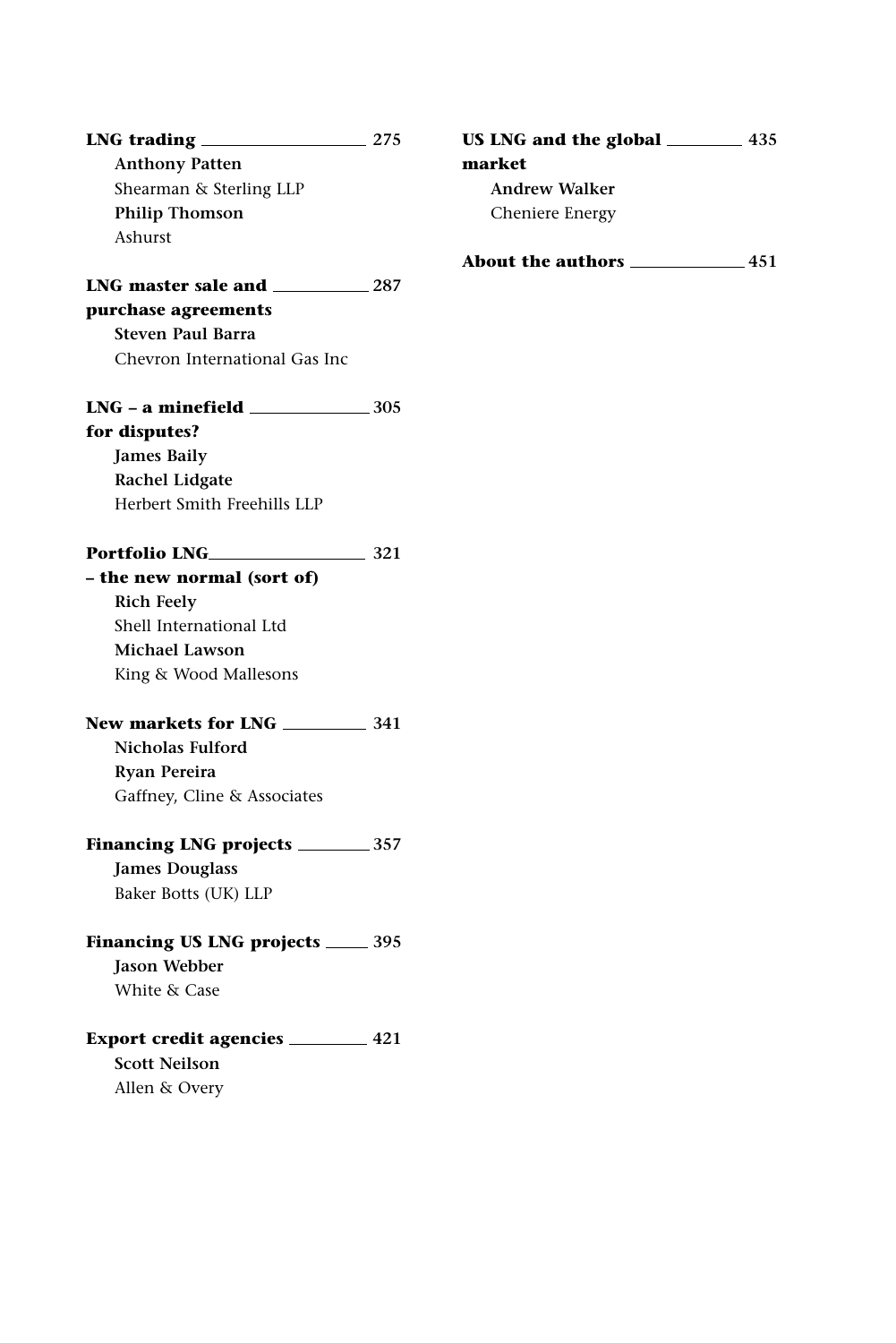**LNG trading** 275
**Anthony Patten**
Shearman & Sterling LLP
**Philip Thomson**
Ashurst

**LNG master sale and purchase agreements** 287
**Steven Paul Barra**
Chevron International Gas Inc

**LNG – a minefield for disputes?** 305
**James Baily**
**Rachel Lidgate**
Herbert Smith Freehills LLP

**Portfolio LNG – the new normal (sort of)** 321
**Rich Feely**
Shell International Ltd
**Michael Lawson**
King & Wood Mallesons

**New markets for LNG** 341
**Nicholas Fulford**
**Ryan Pereira**
Gaffney, Cline & Associates

**Financing LNG projects** 357
**James Douglass**
Baker Botts (UK) LLP

**Financing US LNG projects** 395
**Jason Webber**
White & Case

**Export credit agencies** 421
**Scott Neilson**
Allen & Overy

**US LNG and the global market** 435
**Andrew Walker**
Cheniere Energy

**About the authors** 451